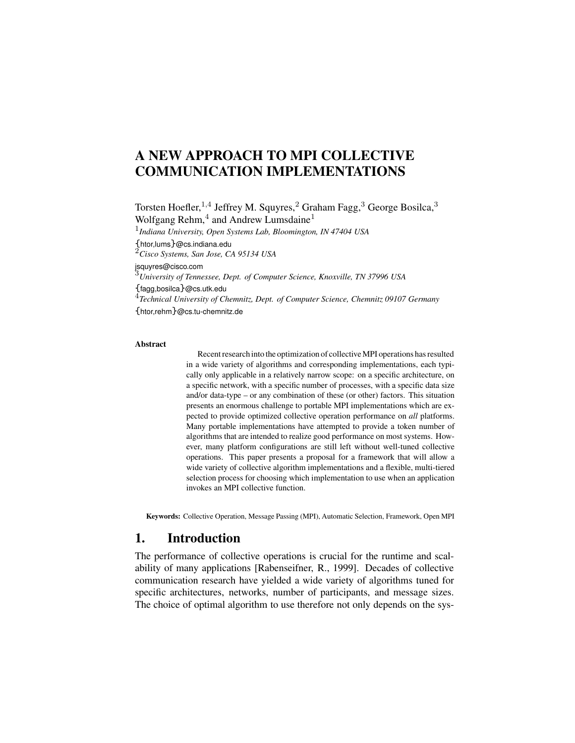# A NEW APPROACH TO MPI COLLECTIVE COMMUNICATION IMPLEMENTATIONS

Torsten Hoefler,[1,4] Jeffrey M. Squyres,[2] Graham Fagg,[3] George Bosilca,[3] Wolfgang Rehm,[4] and Andrew Lumsdaine[1]

[1] *Indiana University, Open Systems Lab, Bloomington, IN 47404 USA*

{htor,lums}@cs.indiana.edu

[2] *Cisco Systems, San Jose, CA 95134 USA*

jsquyres@cisco.com

[3] *University of Tennessee, Dept. of Computer Science, Knoxville, TN 37996 USA*

{fagg,bosilca}@cs.utk.edu

[4] *Technical University of Chemnitz, Dept. of Computer Science, Chemnitz 09107 Germany*

{htor,rehm}@cs.tu-chemnitz.de

**Abstract**

Recent research into the optimization of collective MPI operations has resulted in a wide variety of algorithms and corresponding implementations, each typically only applicable in a relatively narrow scope: on a specific architecture, on a specific network, with a specific number of processes, with a specific data size and/or data-type – or any combination of these (or other) factors. This situation presents an enormous challenge to portable MPI implementations which are expected to provide optimized collective operation performance on *all* platforms. Many portable implementations have attempted to provide a token number of algorithms that are intended to realize good performance on most systems. However, many platform configurations are still left without well-tuned collective operations. This paper presents a proposal for a framework that will allow a wide variety of collective algorithm implementations and a flexible, multi-tiered selection process for choosing which implementation to use when an application invokes an MPI collective function.

**Keywords:** Collective Operation, Message Passing (MPI), Automatic Selection, Framework, Open MPI

## 1. Introduction

The performance of collective operations is crucial for the runtime and scalability of many applications [Rabenseifner, R., 1999]. Decades of collective communication research have yielded a wide variety of algorithms tuned for specific architectures, networks, number of participants, and message sizes. The choice of optimal algorithm to use therefore not only depends on the sys-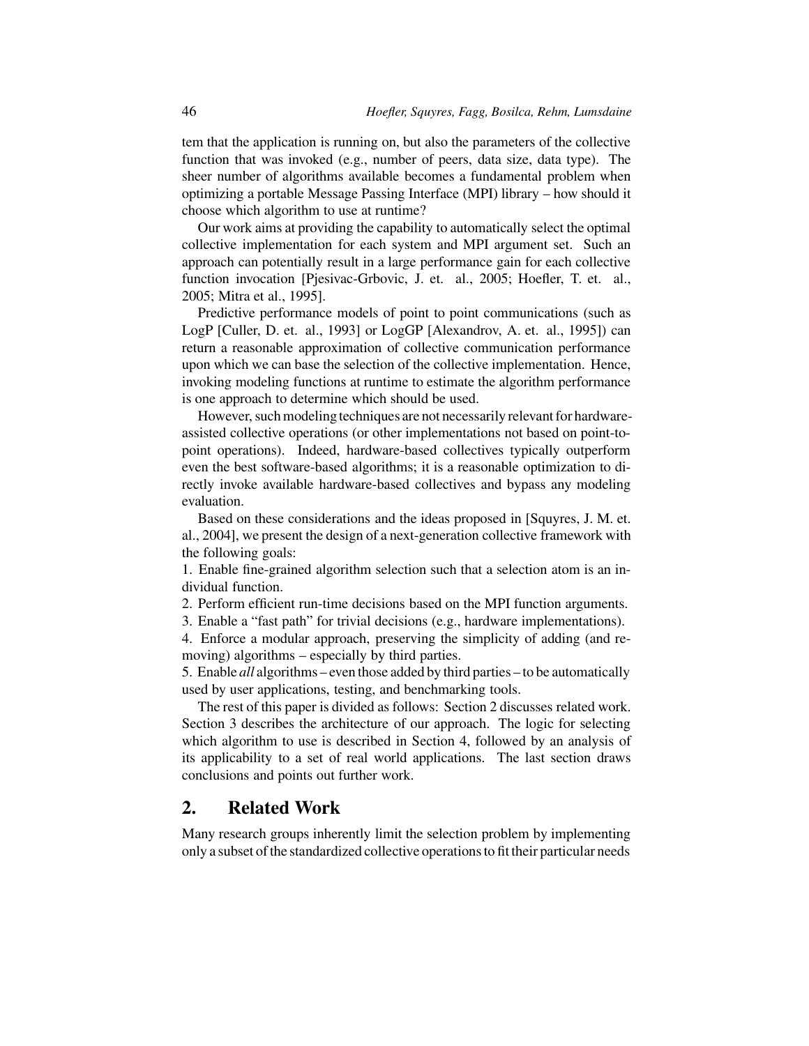tem that the application is running on, but also the parameters of the collective function that was invoked (e.g., number of peers, data size, data type). The sheer number of algorithms available becomes a fundamental problem when optimizing a portable Message Passing Interface (MPI) library – how should it choose which algorithm to use at runtime?

Our work aims at providing the capability to automatically select the optimal collective implementation for each system and MPI argument set. Such an approach can potentially result in a large performance gain for each collective function invocation [Pjesivac-Grbovic, J. et. al., 2005; Hoefler, T. et. al., 2005; Mitra et al., 1995].

Predictive performance models of point to point communications (such as LogP [Culler, D. et. al., 1993] or LogGP [Alexandrov, A. et. al., 1995]) can return a reasonable approximation of collective communication performance upon which we can base the selection of the collective implementation. Hence, invoking modeling functions at runtime to estimate the algorithm performance is one approach to determine which should be used.

However, such modeling techniques are not necessarily relevant for hardware-assisted collective operations (or other implementations not based on point-to-point operations). Indeed, hardware-based collectives typically outperform even the best software-based algorithms; it is a reasonable optimization to directly invoke available hardware-based collectives and bypass any modeling evaluation.

Based on these considerations and the ideas proposed in [Squyres, J. M. et. al., 2004], we present the design of a next-generation collective framework with the following goals:

1. Enable fine-grained algorithm selection such that a selection atom is an individual function.
2. Perform efficient run-time decisions based on the MPI function arguments.
3. Enable a "fast path" for trivial decisions (e.g., hardware implementations).
4. Enforce a modular approach, preserving the simplicity of adding (and removing) algorithms – especially by third parties.
5. Enable *all* algorithms – even those added by third parties – to be automatically used by user applications, testing, and benchmarking tools.

The rest of this paper is divided as follows: Section 2 discusses related work. Section 3 describes the architecture of our approach. The logic for selecting which algorithm to use is described in Section 4, followed by an analysis of its applicability to a set of real world applications. The last section draws conclusions and points out further work.

## 2. Related Work

Many research groups inherently limit the selection problem by implementing only a subset of the standardized collective operations to fit their particular needs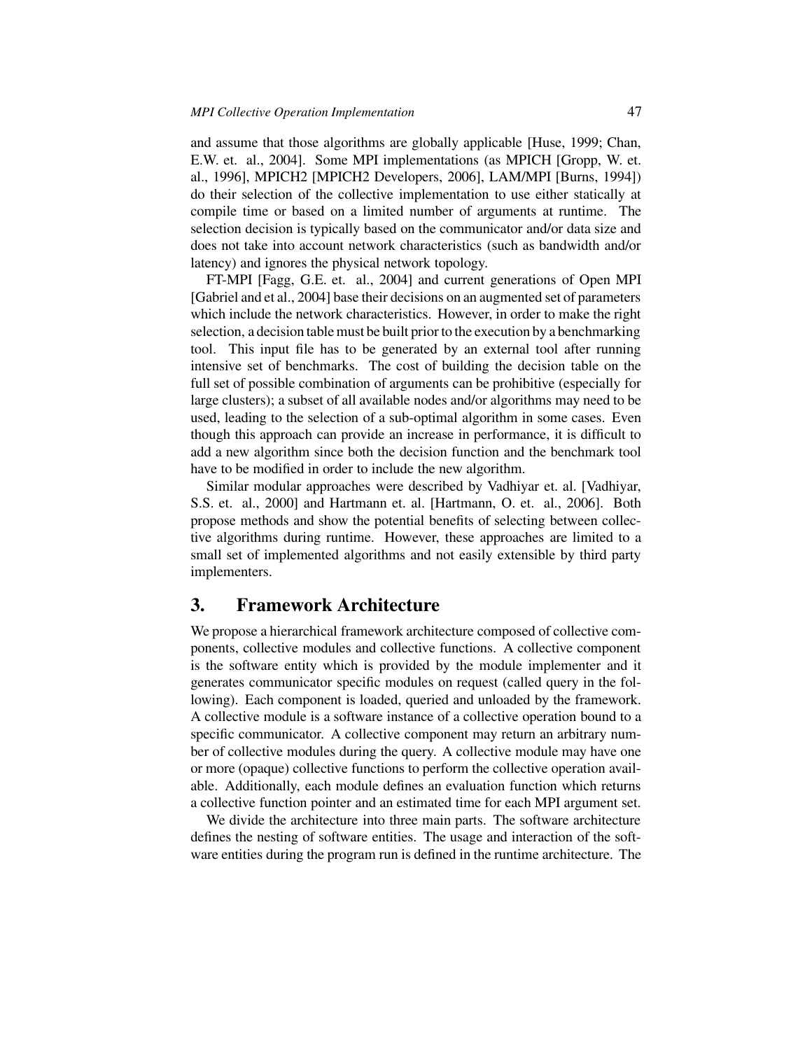and assume that those algorithms are globally applicable [Huse, 1999; Chan, E.W. et. al., 2004]. Some MPI implementations (as MPICH [Gropp, W. et. al., 1996], MPICH2 [MPICH2 Developers, 2006], LAM/MPI [Burns, 1994]) do their selection of the collective implementation to use either statically at compile time or based on a limited number of arguments at runtime. The selection decision is typically based on the communicator and/or data size and does not take into account network characteristics (such as bandwidth and/or latency) and ignores the physical network topology.

FT-MPI [Fagg, G.E. et. al., 2004] and current generations of Open MPI [Gabriel and et al., 2004] base their decisions on an augmented set of parameters which include the network characteristics. However, in order to make the right selection, a decision table must be built prior to the execution by a benchmarking tool. This input file has to be generated by an external tool after running intensive set of benchmarks. The cost of building the decision table on the full set of possible combination of arguments can be prohibitive (especially for large clusters); a subset of all available nodes and/or algorithms may need to be used, leading to the selection of a sub-optimal algorithm in some cases. Even though this approach can provide an increase in performance, it is difficult to add a new algorithm since both the decision function and the benchmark tool have to be modified in order to include the new algorithm.

Similar modular approaches were described by Vadhiyar et. al. [Vadhiyar, S.S. et. al., 2000] and Hartmann et. al. [Hartmann, O. et. al., 2006]. Both propose methods and show the potential benefits of selecting between collective algorithms during runtime. However, these approaches are limited to a small set of implemented algorithms and not easily extensible by third party implementers.

## 3. Framework Architecture

We propose a hierarchical framework architecture composed of collective components, collective modules and collective functions. A collective component is the software entity which is provided by the module implementer and it generates communicator specific modules on request (called query in the following). Each component is loaded, queried and unloaded by the framework. A collective module is a software instance of a collective operation bound to a specific communicator. A collective component may return an arbitrary number of collective modules during the query. A collective module may have one or more (opaque) collective functions to perform the collective operation available. Additionally, each module defines an evaluation function which returns a collective function pointer and an estimated time for each MPI argument set.

We divide the architecture into three main parts. The software architecture defines the nesting of software entities. The usage and interaction of the software entities during the program run is defined in the runtime architecture. The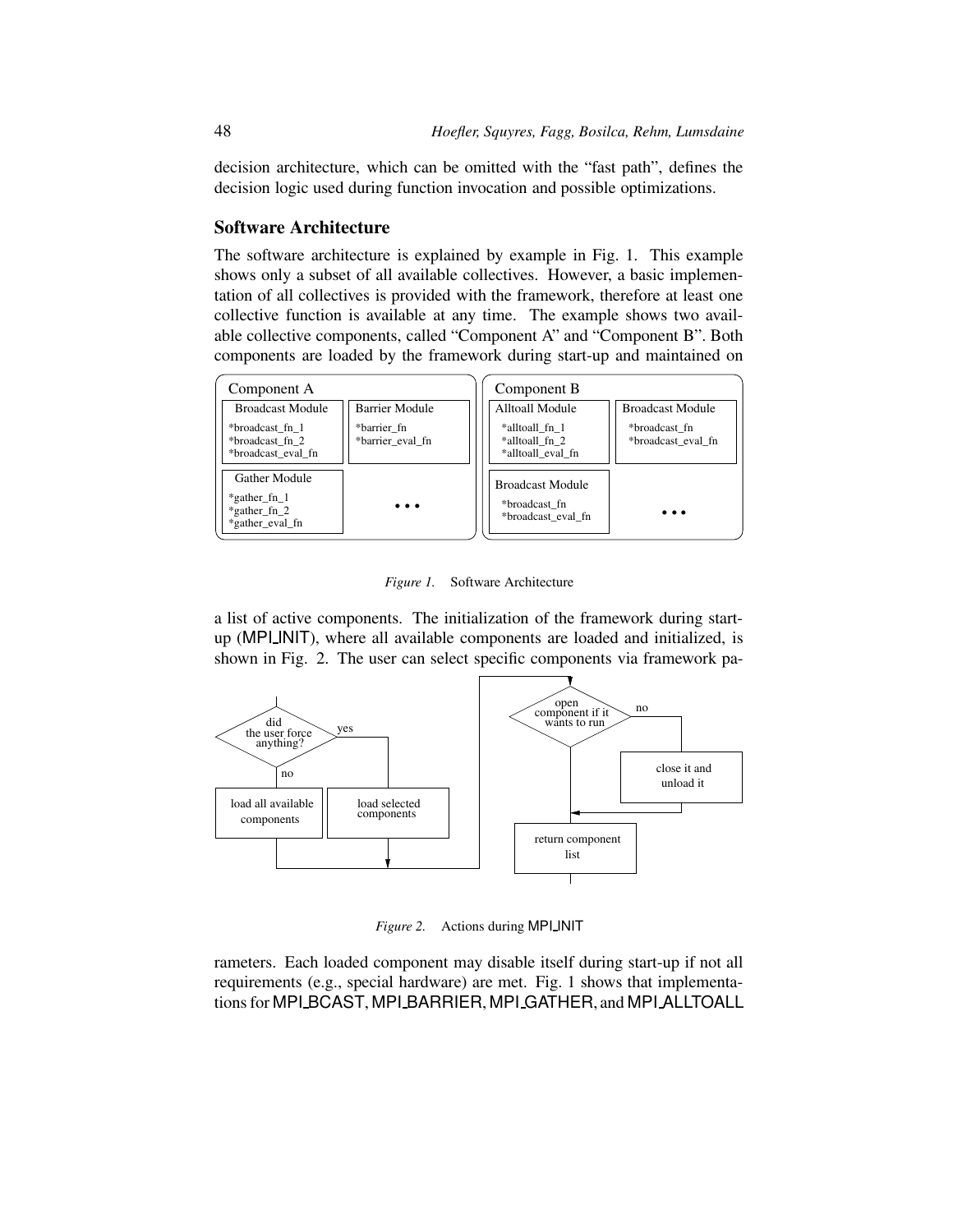decision architecture, which can be omitted with the "fast path", defines the decision logic used during function invocation and possible optimizations.

## Software Architecture

The software architecture is explained by example in Fig. 1. This example shows only a subset of all available collectives. However, a basic implementation of all collectives is provided with the framework, therefore at least one collective function is available at any time. The example shows two available collective components, called "Component A" and "Component B". Both components are loaded by the framework during start-up and maintained on

*Figure 1.* Software Architecture

a list of active components. The initialization of the framework during start-up (MPI_INIT), where all available components are loaded and initialized, is shown in Fig. 2. The user can select specific components via framework parameters. Each loaded component may disable itself during start-up if not all requirements (e.g., special hardware) are met. Fig. 1 shows that implementations for MPI_BCAST, MPI_BARRIER, MPI_GATHER, and MPI_ALLTOALL

*Figure 2.* Actions during MPI_INIT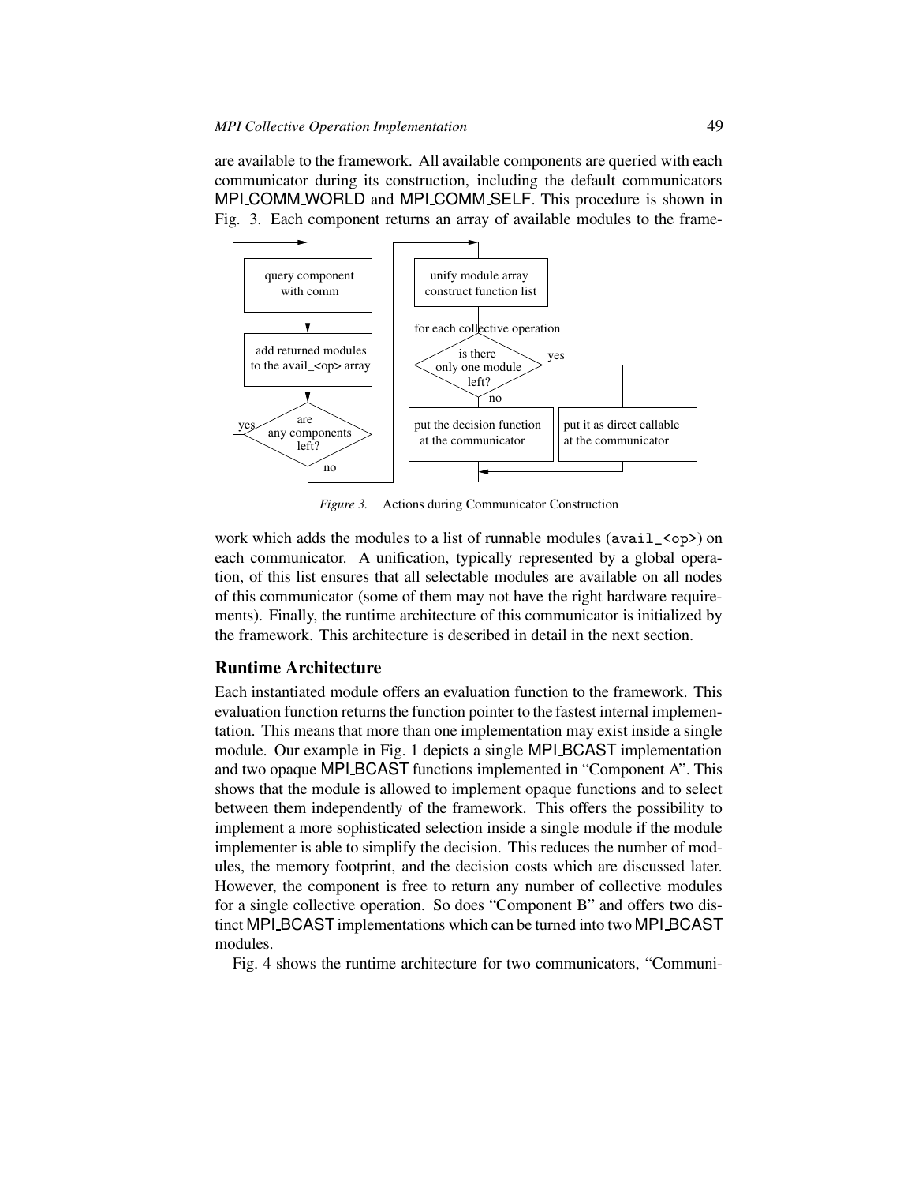are available to the framework. All available components are queried with each communicator during its construction, including the default communicators MPI_COMM_WORLD and MPI_COMM_SELF. This procedure is shown in Fig. 3. Each component returns an array of available modules to the framework which adds the modules to a list of runnable modules (`avail_<op>`) on each communicator. A unification, typically represented by a global operation, of this list ensures that all selectable modules are available on all nodes of this communicator (some of them may not have the right hardware requirements). Finally, the runtime architecture of this communicator is initialized by the framework. This architecture is described in detail in the next section.

*Figure 3.* Actions during Communicator Construction

## Runtime Architecture

Each instantiated module offers an evaluation function to the framework. This evaluation function returns the function pointer to the fastest internal implementation. This means that more than one implementation may exist inside a single module. Our example in Fig. 1 depicts a single MPI_BCAST implementation and two opaque MPI_BCAST functions implemented in "Component A". This shows that the module is allowed to implement opaque functions and to select between them independently of the framework. This offers the possibility to implement a more sophisticated selection inside a single module if the module implementer is able to simplify the decision. This reduces the number of modules, the memory footprint, and the decision costs which are discussed later. However, the component is free to return any number of collective modules for a single collective operation. So does "Component B" and offers two distinct MPI_BCAST implementations which can be turned into two MPI_BCAST modules.

Fig. 4 shows the runtime architecture for two communicators, "Communi-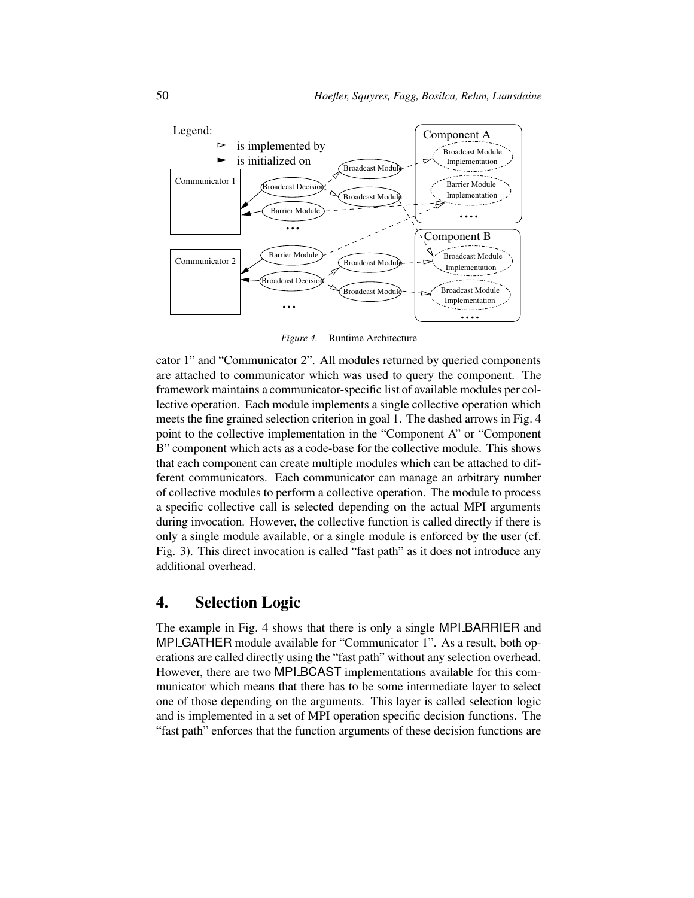*Figure 4.* Runtime Architecture

cator 1" and "Communicator 2". All modules returned by queried components are attached to communicator which was used to query the component. The framework maintains a communicator-specific list of available modules per collective operation. Each module implements a single collective operation which meets the fine grained selection criterion in goal 1. The dashed arrows in Fig. 4 point to the collective implementation in the "Component A" or "Component B" component which acts as a code-base for the collective module. This shows that each component can create multiple modules which can be attached to different communicators. Each communicator can manage an arbitrary number of collective modules to perform a collective operation. The module to process a specific collective call is selected depending on the actual MPI arguments during invocation. However, the collective function is called directly if there is only a single module available, or a single module is enforced by the user (cf. Fig. 3). This direct invocation is called "fast path" as it does not introduce any additional overhead.

## 4. Selection Logic

The example in Fig. 4 shows that there is only a single MPI_BARRIER and MPI_GATHER module available for "Communicator 1". As a result, both operations are called directly using the "fast path" without any selection overhead. However, there are two MPI_BCAST implementations available for this communicator which means that there has to be some intermediate layer to select one of those depending on the arguments. This layer is called selection logic and is implemented in a set of MPI operation specific decision functions. The "fast path" enforces that the function arguments of these decision functions are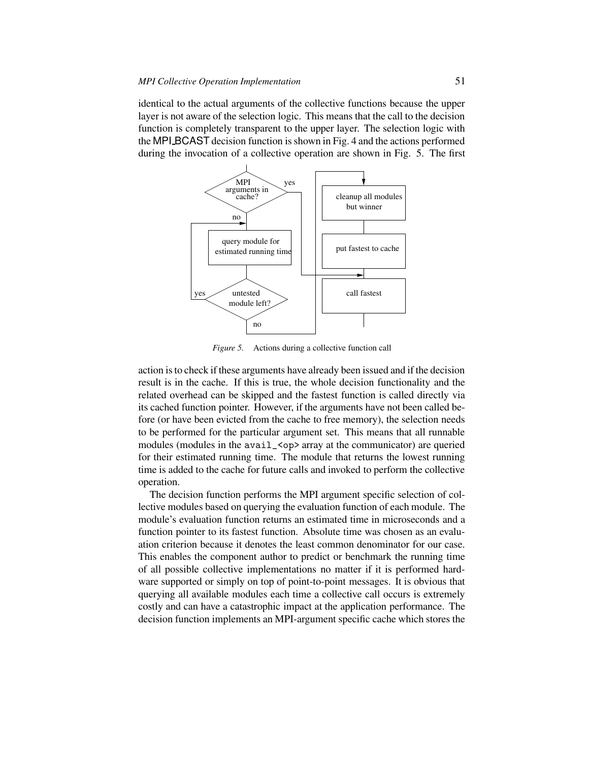identical to the actual arguments of the collective functions because the upper layer is not aware of the selection logic. This means that the call to the decision function is completely transparent to the upper layer. The selection logic with the MPI_BCAST decision function is shown in Fig. 4 and the actions performed during the invocation of a collective operation are shown in Fig. 5. The first

*Figure 5.* Actions during a collective function call

action is to check if these arguments have already been issued and if the decision result is in the cache. If this is true, the whole decision functionality and the related overhead can be skipped and the fastest function is called directly via its cached function pointer. However, if the arguments have not been called before (or have been evicted from the cache to free memory), the selection needs to be performed for the particular argument set. This means that all runnable modules (modules in the `avail_<op>` array at the communicator) are queried for their estimated running time. The module that returns the lowest running time is added to the cache for future calls and invoked to perform the collective operation.

The decision function performs the MPI argument specific selection of collective modules based on querying the evaluation function of each module. The module's evaluation function returns an estimated time in microseconds and a function pointer to its fastest function. Absolute time was chosen as an evaluation criterion because it denotes the least common denominator for our case. This enables the component author to predict or benchmark the running time of all possible collective implementations no matter if it is performed hardware supported or simply on top of point-to-point messages. It is obvious that querying all available modules each time a collective call occurs is extremely costly and can have a catastrophic impact at the application performance. The decision function implements an MPI-argument specific cache which stores the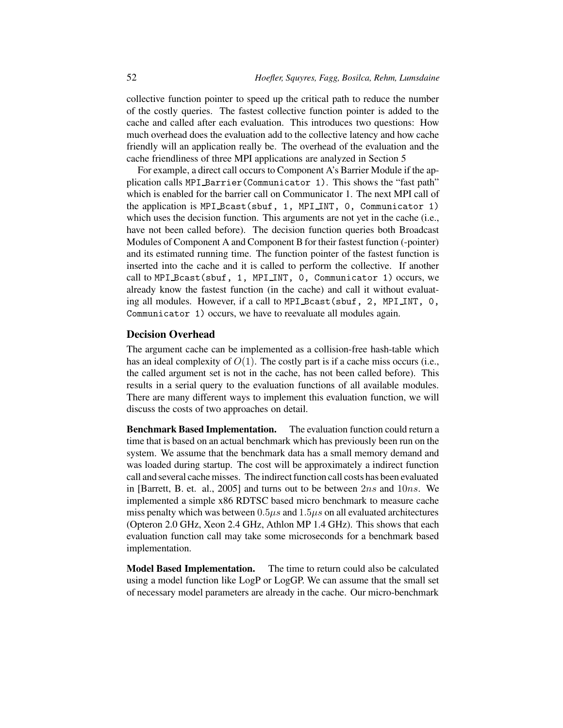collective function pointer to speed up the critical path to reduce the number of the costly queries. The fastest collective function pointer is added to the cache and called after each evaluation. This introduces two questions: How much overhead does the evaluation add to the collective latency and how cache friendly will an application really be. The overhead of the evaluation and the cache friendliness of three MPI applications are analyzed in Section 5

For example, a direct call occurs to Component A's Barrier Module if the application calls `MPI_Barrier(Communicator 1)`. This shows the "fast path" which is enabled for the barrier call on Communicator 1. The next MPI call of the application is `MPI_Bcast(sbuf, 1, MPI_INT, 0, Communicator 1)` which uses the decision function. This arguments are not yet in the cache (i.e., have not been called before). The decision function queries both Broadcast Modules of Component A and Component B for their fastest function (-pointer) and its estimated running time. The function pointer of the fastest function is inserted into the cache and it is called to perform the collective. If another call to `MPI_Bcast(sbuf, 1, MPI_INT, 0, Communicator 1)` occurs, we already know the fastest function (in the cache) and call it without evaluating all modules. However, if a call to `MPI_Bcast(sbuf, 2, MPI_INT, 0, Communicator 1)` occurs, we have to reevaluate all modules again.

### Decision Overhead

The argument cache can be implemented as a collision-free hash-table which has an ideal complexity of $O(1)$. The costly part is if a cache miss occurs (i.e., the called argument set is not in the cache, has not been called before). This results in a serial query to the evaluation functions of all available modules. There are many different ways to implement this evaluation function, we will discuss the costs of two approaches on detail.

**Benchmark Based Implementation.** The evaluation function could return a time that is based on an actual benchmark which has previously been run on the system. We assume that the benchmark data has a small memory demand and was loaded during startup. The cost will be approximately a indirect function call and several cache misses. The indirect function call costs has been evaluated in [Barrett, B. et. al., 2005] and turns out to be between $2ns$ and $10ns$. We implemented a simple x86 RDTSC based micro benchmark to measure cache miss penalty which was between $0.5\mu s$ and $1.5\mu s$ on all evaluated architectures (Opteron 2.0 GHz, Xeon 2.4 GHz, Athlon MP 1.4 GHz). This shows that each evaluation function call may take some microseconds for a benchmark based implementation.

**Model Based Implementation.** The time to return could also be calculated using a model function like LogP or LogGP. We can assume that the small set of necessary model parameters are already in the cache. Our micro-benchmark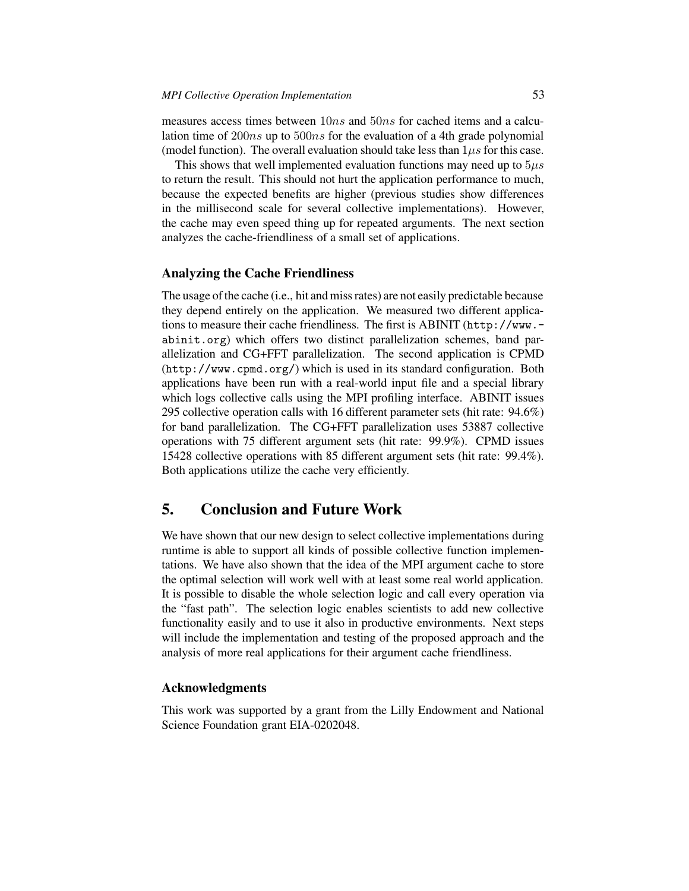measures access times between $10ns$ and $50ns$ for cached items and a calculation time of $200ns$ up to $500ns$ for the evaluation of a 4th grade polynomial (model function). The overall evaluation should take less than $1\mu s$ for this case.

This shows that well implemented evaluation functions may need up to $5\mu s$ to return the result. This should not hurt the application performance to much, because the expected benefits are higher (previous studies show differences in the millisecond scale for several collective implementations). However, the cache may even speed thing up for repeated arguments. The next section analyzes the cache-friendliness of a small set of applications.

### Analyzing the Cache Friendliness

The usage of the cache (i.e., hit and miss rates) are not easily predictable because they depend entirely on the application. We measured two different applications to measure their cache friendliness. The first is ABINIT (`http://www.abinit.org`) which offers two distinct parallelization schemes, band parallelization and CG+FFT parallelization. The second application is CPMD (`http://www.cpmd.org/`) which is used in its standard configuration. Both applications have been run with a real-world input file and a special library which logs collective calls using the MPI profiling interface. ABINIT issues 295 collective operation calls with 16 different parameter sets (hit rate: 94.6%) for band parallelization. The CG+FFT parallelization uses 53887 collective operations with 75 different argument sets (hit rate: 99.9%). CPMD issues 15428 collective operations with 85 different argument sets (hit rate: 99.4%). Both applications utilize the cache very efficiently.

## 5. Conclusion and Future Work

We have shown that our new design to select collective implementations during runtime is able to support all kinds of possible collective function implementations. We have also shown that the idea of the MPI argument cache to store the optimal selection will work well with at least some real world application. It is possible to disable the whole selection logic and call every operation via the "fast path". The selection logic enables scientists to add new collective functionality easily and to use it also in productive environments. Next steps will include the implementation and testing of the proposed approach and the analysis of more real applications for their argument cache friendliness.

### Acknowledgments

This work was supported by a grant from the Lilly Endowment and National Science Foundation grant EIA-0202048.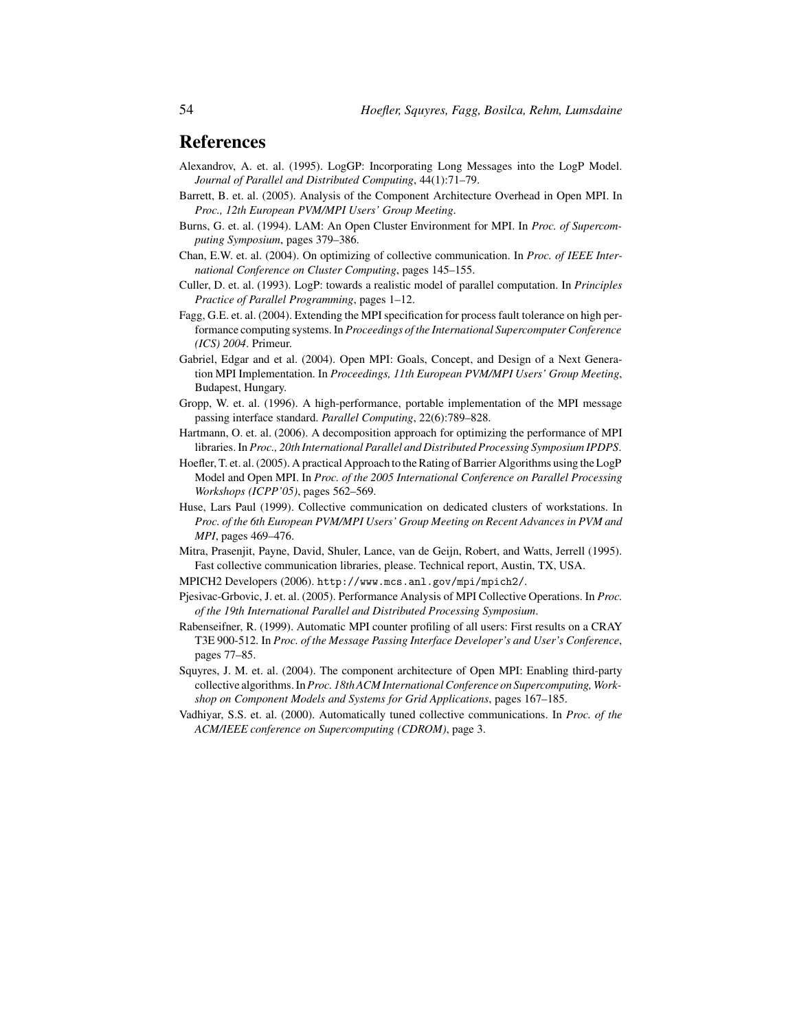## References

Alexandrov, A. et. al. (1995). LogGP: Incorporating Long Messages into the LogP Model. *Journal of Parallel and Distributed Computing*, 44(1):71–79.

Barrett, B. et. al. (2005). Analysis of the Component Architecture Overhead in Open MPI. In *Proc., 12th European PVM/MPI Users' Group Meeting*.

Burns, G. et. al. (1994). LAM: An Open Cluster Environment for MPI. In *Proc. of Supercomputing Symposium*, pages 379–386.

Chan, E.W. et. al. (2004). On optimizing of collective communication. In *Proc. of IEEE International Conference on Cluster Computing*, pages 145–155.

Culler, D. et. al. (1993). LogP: towards a realistic model of parallel computation. In *Principles Practice of Parallel Programming*, pages 1–12.

Fagg, G.E. et. al. (2004). Extending the MPI specification for process fault tolerance on high performance computing systems. In *Proceedings of the International Supercomputer Conference (ICS) 2004*. Primeur.

Gabriel, Edgar and et al. (2004). Open MPI: Goals, Concept, and Design of a Next Generation MPI Implementation. In *Proceedings, 11th European PVM/MPI Users' Group Meeting*, Budapest, Hungary.

Gropp, W. et. al. (1996). A high-performance, portable implementation of the MPI message passing interface standard. *Parallel Computing*, 22(6):789–828.

Hartmann, O. et. al. (2006). A decomposition approach for optimizing the performance of MPI libraries. In *Proc., 20th International Parallel and Distributed Processing Symposium IPDPS*.

Hoefler, T. et. al. (2005). A practical Approach to the Rating of Barrier Algorithms using the LogP Model and Open MPI. In *Proc. of the 2005 International Conference on Parallel Processing Workshops (ICPP'05)*, pages 562–569.

Huse, Lars Paul (1999). Collective communication on dedicated clusters of workstations. In *Proc. of the 6th European PVM/MPI Users' Group Meeting on Recent Advances in PVM and MPI*, pages 469–476.

Mitra, Prasenjit, Payne, David, Shuler, Lance, van de Geijn, Robert, and Watts, Jerrell (1995). Fast collective communication libraries, please. Technical report, Austin, TX, USA.

MPICH2 Developers (2006). `http://www.mcs.anl.gov/mpi/mpich2/`.

Pjesivac-Grbovic, J. et. al. (2005). Performance Analysis of MPI Collective Operations. In *Proc. of the 19th International Parallel and Distributed Processing Symposium*.

Rabenseifner, R. (1999). Automatic MPI counter profiling of all users: First results on a CRAY T3E 900-512. In *Proc. of the Message Passing Interface Developer's and User's Conference*, pages 77–85.

Squyres, J. M. et. al. (2004). The component architecture of Open MPI: Enabling third-party collective algorithms. In *Proc. 18th ACM International Conference on Supercomputing, Workshop on Component Models and Systems for Grid Applications*, pages 167–185.

Vadhiyar, S.S. et. al. (2000). Automatically tuned collective communications. In *Proc. of the ACM/IEEE conference on Supercomputing (CDROM)*, page 3.